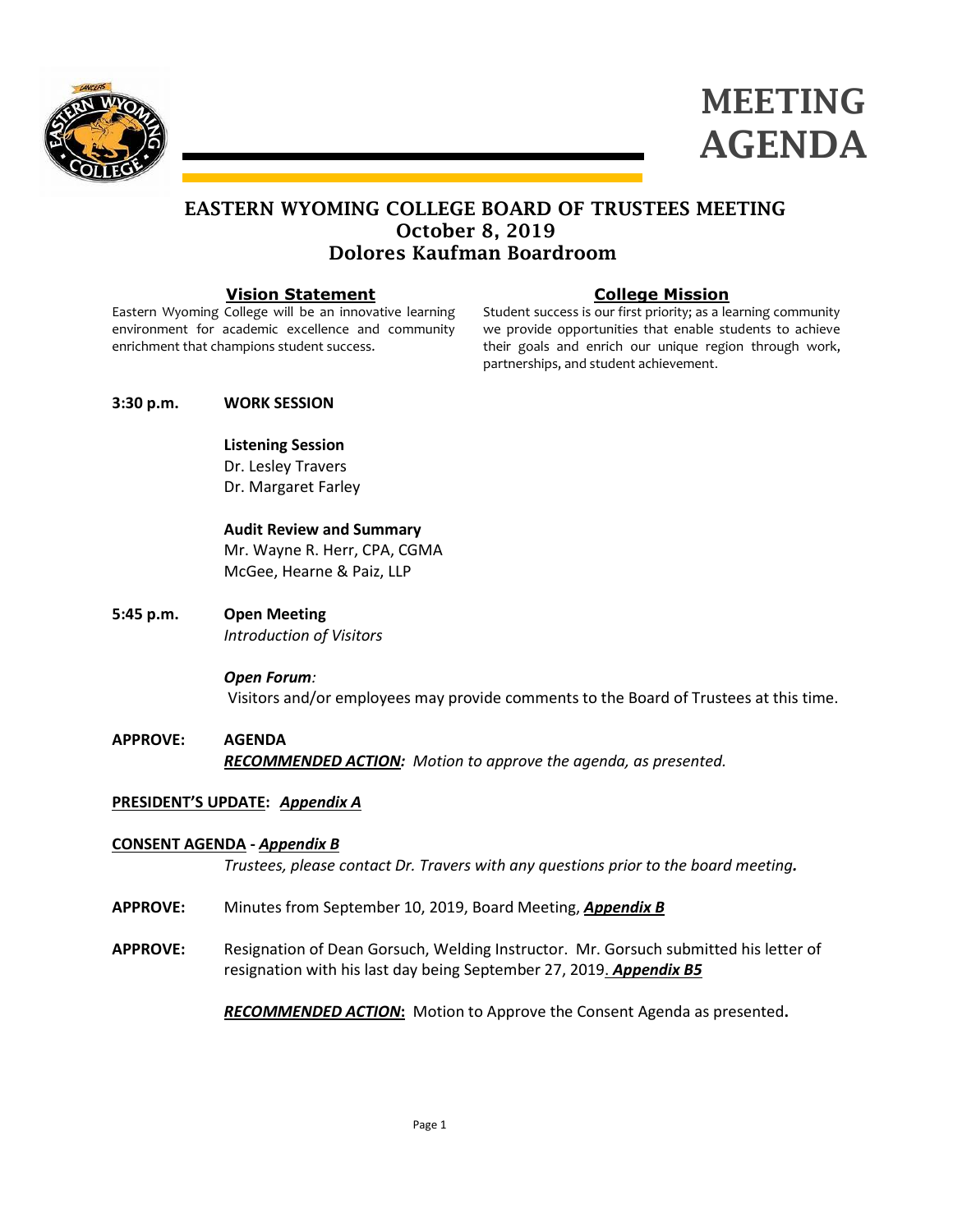# MEETING AGENDA

## EASTERN WYOMING COLLEGE BOARD OF TRUSTEES MEETING
### October 8, 2019
### Dolores Kaufman Boardroom

**Vision Statement**

Eastern Wyoming College will be an innovative learning environment for academic excellence and community enrichment that champions student success.

**College Mission**

Student success is our first priority; as a learning community we provide opportunities that enable students to achieve their goals and enrich our unique region through work, partnerships, and student achievement.

**3:30 p.m. WORK SESSION**

**Listening Session**
Dr. Lesley Travers
Dr. Margaret Farley

**Audit Review and Summary**
Mr. Wayne R. Herr, CPA, CGMA
McGee, Hearne & Paiz, LLP

**5:45 p.m. Open Meeting**
*Introduction of Visitors*

***Open Forum**:*
Visitors and/or employees may provide comments to the Board of Trustees at this time.

**APPROVE: AGENDA**
***RECOMMENDED ACTION**: Motion to approve the agenda, as presented.*

**PRESIDENT'S UPDATE: *Appendix A***

**CONSENT AGENDA - *Appendix B***
*Trustees, please contact Dr. Travers with any questions prior to the board meeting.*

**APPROVE:** Minutes from September 10, 2019, Board Meeting, ***Appendix B***

**APPROVE:** Resignation of Dean Gorsuch, Welding Instructor. Mr. Gorsuch submitted his letter of resignation with his last day being September 27, 2019. ***Appendix B5***

***RECOMMENDED ACTION*:** Motion to Approve the Consent Agenda as presented**.**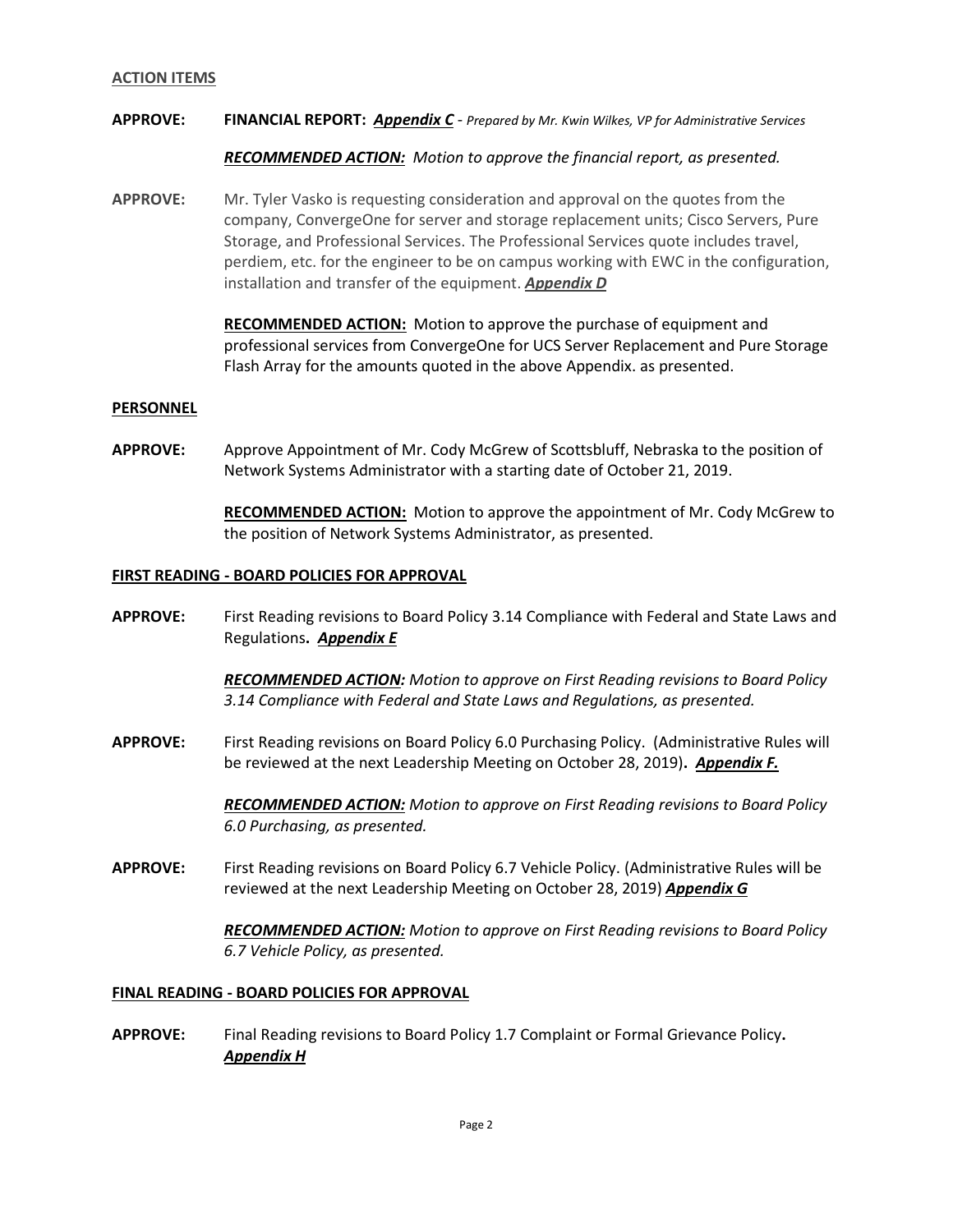**ACTION ITEMS**

**APPROVE:** **FINANCIAL REPORT:** ***Appendix C*** - *Prepared by Mr. Kwin Wilkes, VP for Administrative Services*

***RECOMMENDED ACTION:*** *Motion to approve the financial report, as presented.*

**APPROVE:** Mr. Tyler Vasko is requesting consideration and approval on the quotes from the company, ConvergeOne for server and storage replacement units; Cisco Servers, Pure Storage, and Professional Services. The Professional Services quote includes travel, perdiem, etc. for the engineer to be on campus working with EWC in the configuration, installation and transfer of the equipment. ***Appendix D***

**RECOMMENDED ACTION:** Motion to approve the purchase of equipment and professional services from ConvergeOne for UCS Server Replacement and Pure Storage Flash Array for the amounts quoted in the above Appendix. as presented.

**PERSONNEL**

**APPROVE:** Approve Appointment of Mr. Cody McGrew of Scottsbluff, Nebraska to the position of Network Systems Administrator with a starting date of October 21, 2019.

**RECOMMENDED ACTION:** Motion to approve the appointment of Mr. Cody McGrew to the position of Network Systems Administrator, as presented.

**FIRST READING - BOARD POLICIES FOR APPROVAL**

**APPROVE:** First Reading revisions to Board Policy 3.14 Compliance with Federal and State Laws and Regulations**.** ***Appendix E***

***RECOMMENDED ACTION:*** *Motion to approve on First Reading revisions to Board Policy 3.14 Compliance with Federal and State Laws and Regulations, as presented.*

**APPROVE:** First Reading revisions on Board Policy 6.0 Purchasing Policy. (Administrative Rules will be reviewed at the next Leadership Meeting on October 28, 2019)**.** ***Appendix F.***

***RECOMMENDED ACTION:*** *Motion to approve on First Reading revisions to Board Policy 6.0 Purchasing, as presented.*

**APPROVE:** First Reading revisions on Board Policy 6.7 Vehicle Policy. (Administrative Rules will be reviewed at the next Leadership Meeting on October 28, 2019) ***Appendix G***

***RECOMMENDED ACTION:*** *Motion to approve on First Reading revisions to Board Policy 6.7 Vehicle Policy, as presented.*

**FINAL READING - BOARD POLICIES FOR APPROVAL**

**APPROVE:** Final Reading revisions to Board Policy 1.7 Complaint or Formal Grievance Policy**.** ***Appendix H***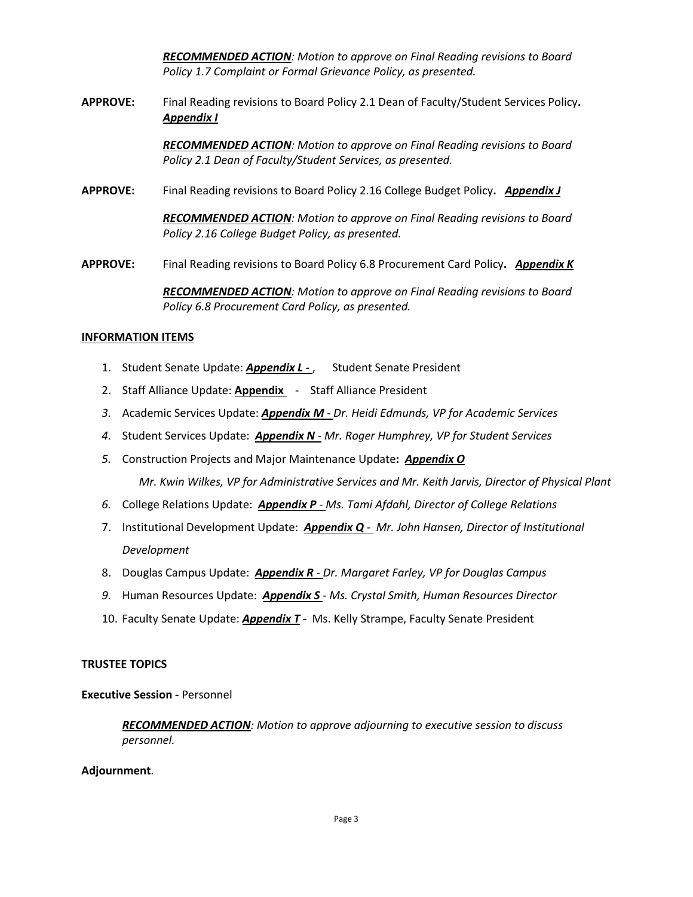***RECOMMENDED ACTION**: Motion to approve on Final Reading revisions to Board Policy 1.7 Complaint or Formal Grievance Policy, as presented.*

**APPROVE:** Final Reading revisions to Board Policy 2.1 Dean of Faculty/Student Services Policy**.** ***Appendix I***

***RECOMMENDED ACTION**: Motion to approve on Final Reading revisions to Board Policy 2.1 Dean of Faculty/Student Services, as presented.*

**APPROVE:** Final Reading revisions to Board Policy 2.16 College Budget Policy**.** ***Appendix J***

***RECOMMENDED ACTION**: Motion to approve on Final Reading revisions to Board Policy 2.16 College Budget Policy, as presented.*

**APPROVE:** Final Reading revisions to Board Policy 6.8 Procurement Card Policy**.** ***Appendix K***

***RECOMMENDED ACTION**: Motion to approve on Final Reading revisions to Board Policy 6.8 Procurement Card Policy, as presented.*

**INFORMATION ITEMS**

1. Student Senate Update: ***Appendix L -*** , Student Senate President
2. Staff Alliance Update: **Appendix** - Staff Alliance President
3. Academic Services Update: ***Appendix M*** *- Dr. Heidi Edmunds, VP for Academic Services*
4. Student Services Update: ***Appendix N*** *- Mr. Roger Humphrey, VP for Student Services*
5. Construction Projects and Major Maintenance Update**:** ***Appendix O***

   *Mr. Kwin Wilkes, VP for Administrative Services and Mr. Keith Jarvis, Director of Physical Plant*
6. College Relations Update: ***Appendix P*** *- Ms. Tami Afdahl, Director of College Relations*
7. Institutional Development Update: ***Appendix Q*** *- Mr. John Hansen, Director of Institutional Development*
8. Douglas Campus Update: ***Appendix R*** *- Dr. Margaret Farley, VP for Douglas Campus*
9. Human Resources Update: ***Appendix S*** *- Ms. Crystal Smith, Human Resources Director*
10. Faculty Senate Update: ***Appendix T* -** Ms. Kelly Strampe, Faculty Senate President

**TRUSTEE TOPICS**

**Executive Session -** Personnel

***RECOMMENDED ACTION**: Motion to approve adjourning to executive session to discuss personnel.*

**Adjournment**.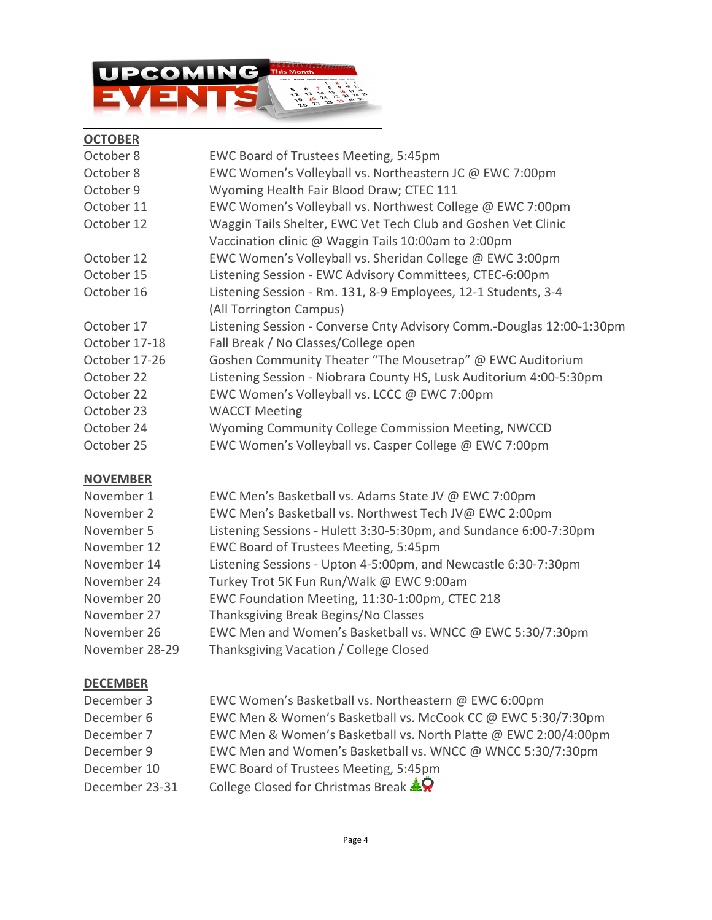# UPCOMING EVENTS

**OCTOBER**

| | |
|---|---|
| October 8 | EWC Board of Trustees Meeting, 5:45pm |
| October 8 | EWC Women's Volleyball vs. Northeastern JC @ EWC 7:00pm |
| October 9 | Wyoming Health Fair Blood Draw; CTEC 111 |
| October 11 | EWC Women's Volleyball vs. Northwest College @ EWC 7:00pm |
| October 12 | Waggin Tails Shelter, EWC Vet Tech Club and Goshen Vet Clinic Vaccination clinic @ Waggin Tails 10:00am to 2:00pm |
| October 12 | EWC Women's Volleyball vs. Sheridan College @ EWC 3:00pm |
| October 15 | Listening Session - EWC Advisory Committees, CTEC-6:00pm |
| October 16 | Listening Session - Rm. 131, 8-9 Employees, 12-1 Students, 3-4 (All Torrington Campus) |
| October 17 | Listening Session - Converse Cnty Advisory Comm.-Douglas 12:00-1:30pm |
| October 17-18 | Fall Break / No Classes/College open |
| October 17-26 | Goshen Community Theater "The Mousetrap" @ EWC Auditorium |
| October 22 | Listening Session - Niobrara County HS, Lusk Auditorium 4:00-5:30pm |
| October 22 | EWC Women's Volleyball vs. LCCC @ EWC 7:00pm |
| October 23 | WACCT Meeting |
| October 24 | Wyoming Community College Commission Meeting, NWCCD |
| October 25 | EWC Women's Volleyball vs. Casper College @ EWC 7:00pm |

**NOVEMBER**

| | |
|---|---|
| November 1 | EWC Men's Basketball vs. Adams State JV @ EWC 7:00pm |
| November 2 | EWC Men's Basketball vs. Northwest Tech JV@ EWC 2:00pm |
| November 5 | Listening Sessions - Hulett 3:30-5:30pm, and Sundance 6:00-7:30pm |
| November 12 | EWC Board of Trustees Meeting, 5:45pm |
| November 14 | Listening Sessions - Upton 4-5:00pm, and Newcastle 6:30-7:30pm |
| November 24 | Turkey Trot 5K Fun Run/Walk @ EWC 9:00am |
| November 20 | EWC Foundation Meeting, 11:30-1:00pm, CTEC 218 |
| November 27 | Thanksgiving Break Begins/No Classes |
| November 26 | EWC Men and Women's Basketball vs. WNCC @ EWC 5:30/7:30pm |
| November 28-29 | Thanksgiving Vacation / College Closed |

**DECEMBER**

| | |
|---|---|
| December 3 | EWC Women's Basketball vs. Northeastern @ EWC 6:00pm |
| December 6 | EWC Men & Women's Basketball vs. McCook CC @ EWC 5:30/7:30pm |
| December 7 | EWC Men & Women's Basketball vs. North Platte @ EWC 2:00/4:00pm |
| December 9 | EWC Men and Women's Basketball vs. WNCC @ WNCC 5:30/7:30pm |
| December 10 | EWC Board of Trustees Meeting, 5:45pm |
| December 23-31 | College Closed for Christmas Break |